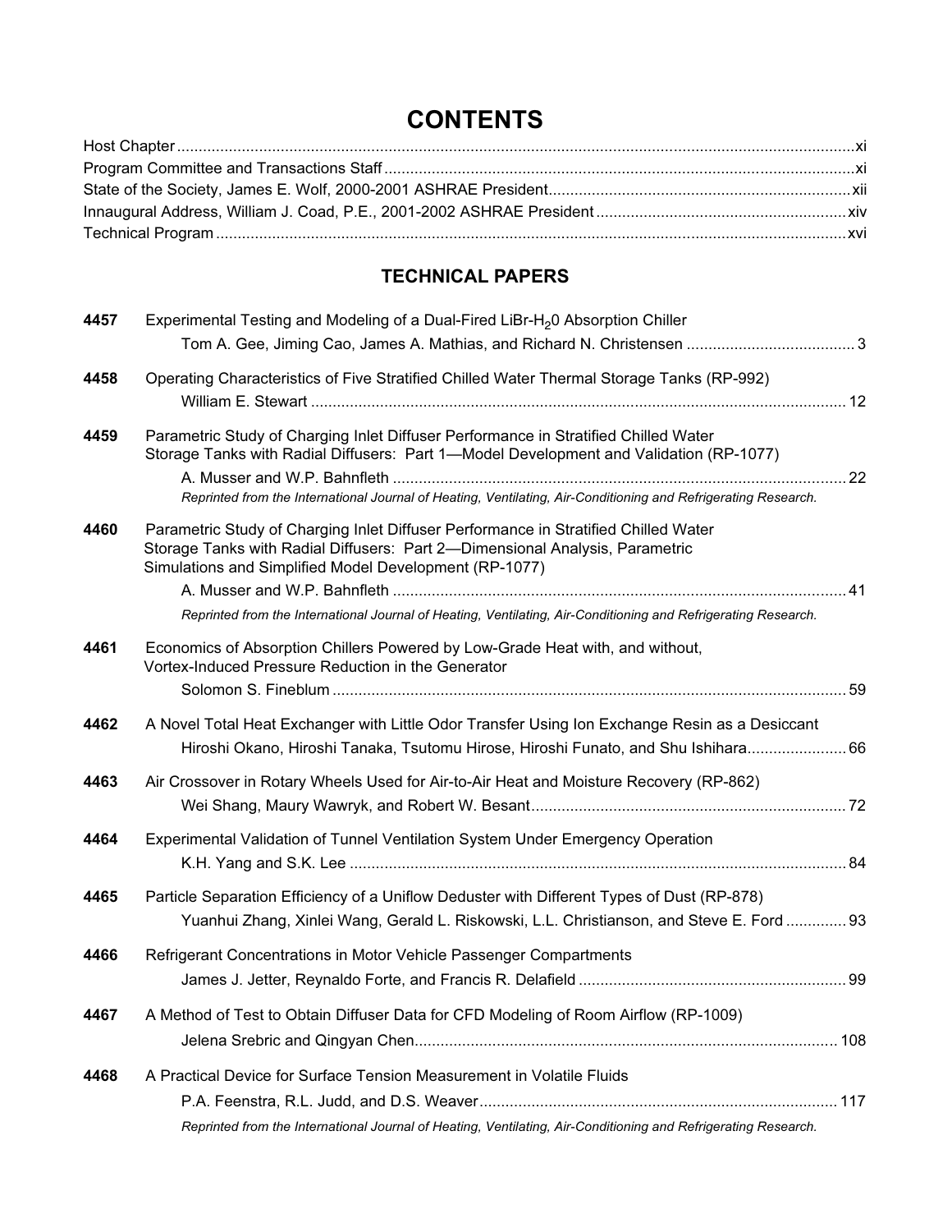# CONTENTS

Host Chapter ..... xi
Program Committee and Transactions Staff ..... xi
State of the Society, James E. Wolf, 2000-2001 ASHRAE President ..... xii
Innaugural Address, William J. Coad, P.E., 2001-2002 ASHRAE President ..... xiv
Technical Program ..... xvi

## TECHNICAL PAPERS

**4457** Experimental Testing and Modeling of a Dual-Fired LiBr-$H_20$ Absorption Chiller
Tom A. Gee, Jiming Cao, James A. Mathias, and Richard N. Christensen ..... 3

**4458** Operating Characteristics of Five Stratified Chilled Water Thermal Storage Tanks (RP-992)
William E. Stewart ..... 12

**4459** Parametric Study of Charging Inlet Diffuser Performance in Stratified Chilled Water Storage Tanks with Radial Diffusers: Part 1—Model Development and Validation (RP-1077)
A. Musser and W.P. Bahnfleth ..... 22
*Reprinted from the International Journal of Heating, Ventilating, Air-Conditioning and Refrigerating Research.*

**4460** Parametric Study of Charging Inlet Diffuser Performance in Stratified Chilled Water Storage Tanks with Radial Diffusers: Part 2—Dimensional Analysis, Parametric Simulations and Simplified Model Development (RP-1077)
A. Musser and W.P. Bahnfleth ..... 41
*Reprinted from the International Journal of Heating, Ventilating, Air-Conditioning and Refrigerating Research.*

**4461** Economics of Absorption Chillers Powered by Low-Grade Heat with, and without, Vortex-Induced Pressure Reduction in the Generator
Solomon S. Fineblum ..... 59

**4462** A Novel Total Heat Exchanger with Little Odor Transfer Using Ion Exchange Resin as a Desiccant
Hiroshi Okano, Hiroshi Tanaka, Tsutomu Hirose, Hiroshi Funato, and Shu Ishihara ..... 66

**4463** Air Crossover in Rotary Wheels Used for Air-to-Air Heat and Moisture Recovery (RP-862)
Wei Shang, Maury Wawryk, and Robert W. Besant ..... 72

**4464** Experimental Validation of Tunnel Ventilation System Under Emergency Operation
K.H. Yang and S.K. Lee ..... 84

**4465** Particle Separation Efficiency of a Uniflow Deduster with Different Types of Dust (RP-878)
Yuanhui Zhang, Xinlei Wang, Gerald L. Riskowski, L.L. Christianson, and Steve E. Ford ..... 93

**4466** Refrigerant Concentrations in Motor Vehicle Passenger Compartments
James J. Jetter, Reynaldo Forte, and Francis R. Delafield ..... 99

**4467** A Method of Test to Obtain Diffuser Data for CFD Modeling of Room Airflow (RP-1009)
Jelena Srebric and Qingyan Chen ..... 108

**4468** A Practical Device for Surface Tension Measurement in Volatile Fluids
P.A. Feenstra, R.L. Judd, and D.S. Weaver ..... 117
*Reprinted from the International Journal of Heating, Ventilating, Air-Conditioning and Refrigerating Research.*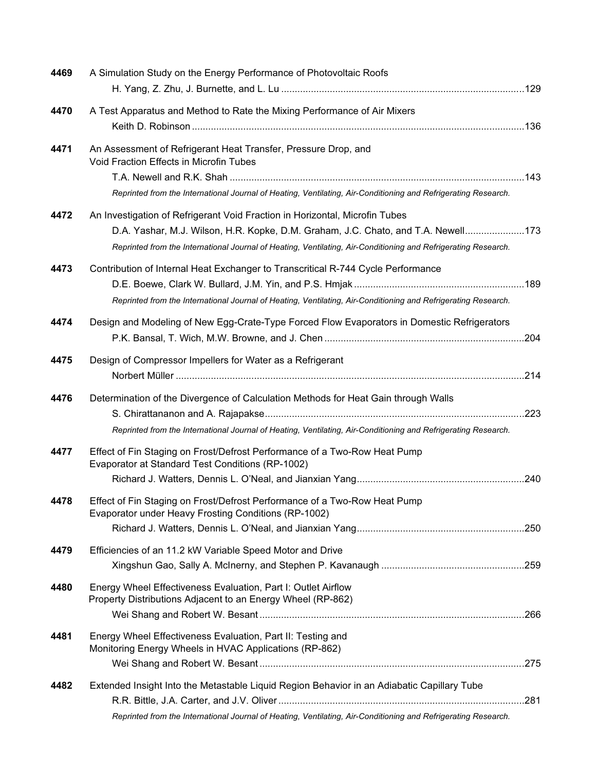**4469** A Simulation Study on the Energy Performance of Photovoltaic Roofs
H. Yang, Z. Zhu, J. Burnette, and L. Lu ........................................................................................129

**4470** A Test Apparatus and Method to Rate the Mixing Performance of Air Mixers
Keith D. Robinson ..........................................................................................................................136

**4471** An Assessment of Refrigerant Heat Transfer, Pressure Drop, and Void Fraction Effects in Microfin Tubes
T.A. Newell and R.K. Shah ............................................................................................................143
*Reprinted from the International Journal of Heating, Ventilating, Air-Conditioning and Refrigerating Research.*

**4472** An Investigation of Refrigerant Void Fraction in Horizontal, Microfin Tubes
D.A. Yashar, M.J. Wilson, H.R. Kopke, D.M. Graham, J.C. Chato, and T.A. Newell......................173
*Reprinted from the International Journal of Heating, Ventilating, Air-Conditioning and Refrigerating Research.*

**4473** Contribution of Internal Heat Exchanger to Transcritical R-744 Cycle Performance
D.E. Boewe, Clark W. Bullard, J.M. Yin, and P.S. Hmjak ..............................................................189
*Reprinted from the International Journal of Heating, Ventilating, Air-Conditioning and Refrigerating Research.*

**4474** Design and Modeling of New Egg-Crate-Type Forced Flow Evaporators in Domestic Refrigerators
P.K. Bansal, T. Wich, M.W. Browne, and J. Chen .........................................................................204

**4475** Design of Compressor Impellers for Water as a Refrigerant
Norbert Müller ................................................................................................................................214

**4476** Determination of the Divergence of Calculation Methods for Heat Gain through Walls
S. Chirattananon and A. Rajapakse...............................................................................................223
*Reprinted from the International Journal of Heating, Ventilating, Air-Conditioning and Refrigerating Research.*

**4477** Effect of Fin Staging on Frost/Defrost Performance of a Two-Row Heat Pump Evaporator at Standard Test Conditions (RP-1002)
Richard J. Watters, Dennis L. O'Neal, and Jianxian Yang.............................................................240

**4478** Effect of Fin Staging on Frost/Defrost Performance of a Two-Row Heat Pump Evaporator under Heavy Frosting Conditions (RP-1002)
Richard J. Watters, Dennis L. O'Neal, and Jianxian Yang.............................................................250

**4479** Efficiencies of an 11.2 kW Variable Speed Motor and Drive
Xingshun Gao, Sally A. McInerny, and Stephen P. Kavanaugh ....................................................259

**4480** Energy Wheel Effectiveness Evaluation, Part I: Outlet Airflow Property Distributions Adjacent to an Energy Wheel (RP-862)
Wei Shang and Robert W. Besant .................................................................................................266

**4481** Energy Wheel Effectiveness Evaluation, Part II: Testing and Monitoring Energy Wheels in HVAC Applications (RP-862)
Wei Shang and Robert W. Besant .................................................................................................275

**4482** Extended Insight Into the Metastable Liquid Region Behavior in an Adiabatic Capillary Tube
R.R. Bittle, J.A. Carter, and J.V. Oliver ..........................................................................................281
*Reprinted from the International Journal of Heating, Ventilating, Air-Conditioning and Refrigerating Research.*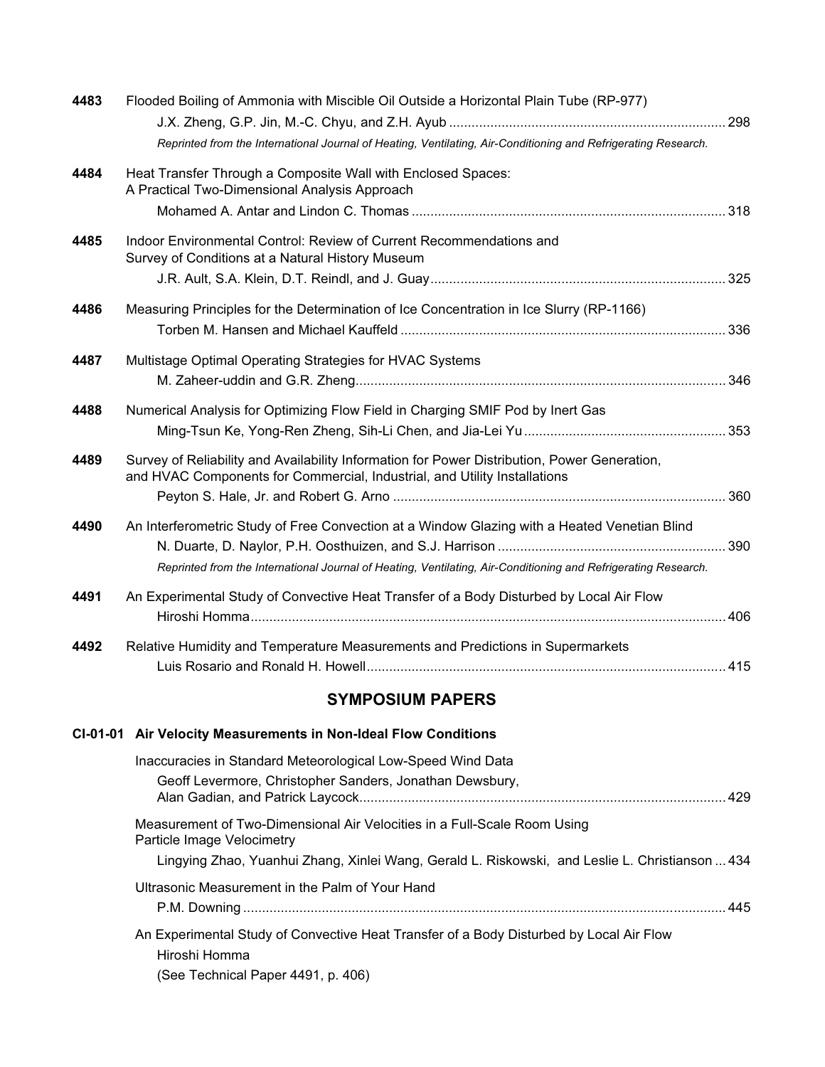**4483** Flooded Boiling of Ammonia with Miscible Oil Outside a Horizontal Plain Tube (RP-977)
J.X. Zheng, G.P. Jin, M.-C. Chyu, and Z.H. Ayub ........ 298
*Reprinted from the International Journal of Heating, Ventilating, Air-Conditioning and Refrigerating Research.*

**4484** Heat Transfer Through a Composite Wall with Enclosed Spaces: A Practical Two-Dimensional Analysis Approach
Mohamed A. Antar and Lindon C. Thomas ........ 318

**4485** Indoor Environmental Control: Review of Current Recommendations and Survey of Conditions at a Natural History Museum
J.R. Ault, S.A. Klein, D.T. Reindl, and J. Guay ........ 325

**4486** Measuring Principles for the Determination of Ice Concentration in Ice Slurry (RP-1166)
Torben M. Hansen and Michael Kauffeld ........ 336

**4487** Multistage Optimal Operating Strategies for HVAC Systems
M. Zaheer-uddin and G.R. Zheng ........ 346

**4488** Numerical Analysis for Optimizing Flow Field in Charging SMIF Pod by Inert Gas
Ming-Tsun Ke, Yong-Ren Zheng, Sih-Li Chen, and Jia-Lei Yu ........ 353

**4489** Survey of Reliability and Availability Information for Power Distribution, Power Generation, and HVAC Components for Commercial, Industrial, and Utility Installations
Peyton S. Hale, Jr. and Robert G. Arno ........ 360

**4490** An Interferometric Study of Free Convection at a Window Glazing with a Heated Venetian Blind
N. Duarte, D. Naylor, P.H. Oosthuizen, and S.J. Harrison ........ 390
*Reprinted from the International Journal of Heating, Ventilating, Air-Conditioning and Refrigerating Research.*

**4491** An Experimental Study of Convective Heat Transfer of a Body Disturbed by Local Air Flow
Hiroshi Homma ........ 406

**4492** Relative Humidity and Temperature Measurements and Predictions in Supermarkets
Luis Rosario and Ronald H. Howell ........ 415

## SYMPOSIUM PAPERS

### CI-01-01 Air Velocity Measurements in Non-Ideal Flow Conditions

Inaccuracies in Standard Meteorological Low-Speed Wind Data
Geoff Levermore, Christopher Sanders, Jonathan Dewsbury, Alan Gadian, and Patrick Laycock ........ 429

Measurement of Two-Dimensional Air Velocities in a Full-Scale Room Using Particle Image Velocimetry
Lingying Zhao, Yuanhui Zhang, Xinlei Wang, Gerald L. Riskowski, and Leslie L. Christianson ... 434

Ultrasonic Measurement in the Palm of Your Hand
P.M. Downing ........ 445

An Experimental Study of Convective Heat Transfer of a Body Disturbed by Local Air Flow
Hiroshi Homma
(See Technical Paper 4491, p. 406)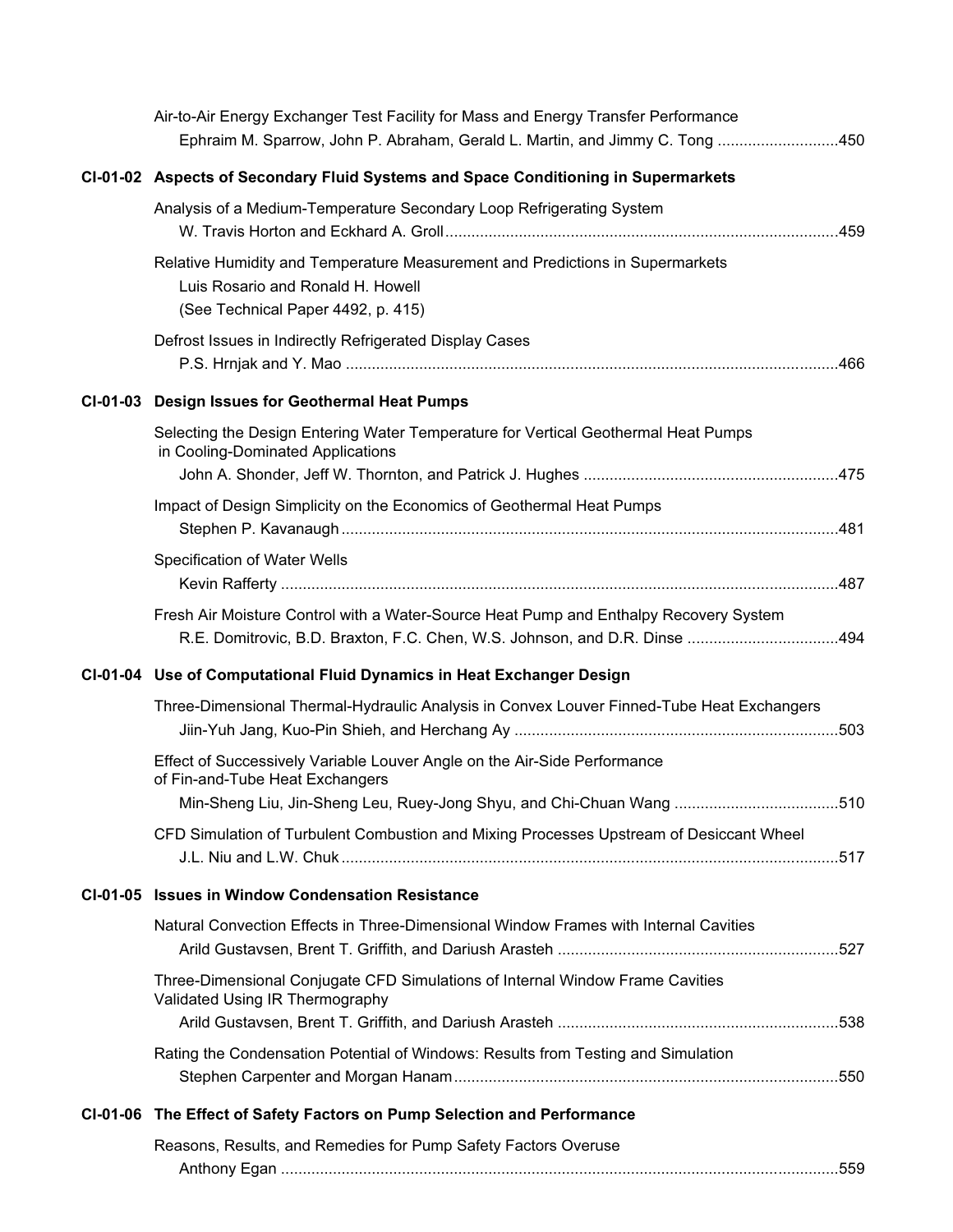Air-to-Air Energy Exchanger Test Facility for Mass and Energy Transfer Performance
Ephraim M. Sparrow, John P. Abraham, Gerald L. Martin, and Jimmy C. Tong ............................450

**CI-01-02 Aspects of Secondary Fluid Systems and Space Conditioning in Supermarkets**

Analysis of a Medium-Temperature Secondary Loop Refrigerating System
W. Travis Horton and Eckhard A. Groll..........................................................................................459

Relative Humidity and Temperature Measurement and Predictions in Supermarkets
Luis Rosario and Ronald H. Howell
(See Technical Paper 4492, p. 415)

Defrost Issues in Indirectly Refrigerated Display Cases
P.S. Hrnjak and Y. Mao .................................................................................................................466

**CI-01-03 Design Issues for Geothermal Heat Pumps**

Selecting the Design Entering Water Temperature for Vertical Geothermal Heat Pumps in Cooling-Dominated Applications
John A. Shonder, Jeff W. Thornton, and Patrick J. Hughes ..........................................................475

Impact of Design Simplicity on the Economics of Geothermal Heat Pumps
Stephen P. Kavanaugh ..................................................................................................................481

Specification of Water Wells
Kevin Rafferty ................................................................................................................................487

Fresh Air Moisture Control with a Water-Source Heat Pump and Enthalpy Recovery System
R.E. Domitrovic, B.D. Braxton, F.C. Chen, W.S. Johnson, and D.R. Dinse ...................................494

**CI-01-04 Use of Computational Fluid Dynamics in Heat Exchanger Design**

Three-Dimensional Thermal-Hydraulic Analysis in Convex Louver Finned-Tube Heat Exchangers
Jiin-Yuh Jang, Kuo-Pin Shieh, and Herchang Ay ..........................................................................503

Effect of Successively Variable Louver Angle on the Air-Side Performance of Fin-and-Tube Heat Exchangers
Min-Sheng Liu, Jin-Sheng Leu, Ruey-Jong Shyu, and Chi-Chuan Wang ......................................510

CFD Simulation of Turbulent Combustion and Mixing Processes Upstream of Desiccant Wheel
J.L. Niu and L.W. Chuk ..................................................................................................................517

**CI-01-05 Issues in Window Condensation Resistance**

Natural Convection Effects in Three-Dimensional Window Frames with Internal Cavities
Arild Gustavsen, Brent T. Griffith, and Dariush Arasteh .................................................................527

Three-Dimensional Conjugate CFD Simulations of Internal Window Frame Cavities Validated Using IR Thermography
Arild Gustavsen, Brent T. Griffith, and Dariush Arasteh .................................................................538

Rating the Condensation Potential of Windows: Results from Testing and Simulation
Stephen Carpenter and Morgan Hanam........................................................................................550

**CI-01-06 The Effect of Safety Factors on Pump Selection and Performance**

Reasons, Results, and Remedies for Pump Safety Factors Overuse
Anthony Egan ................................................................................................................................559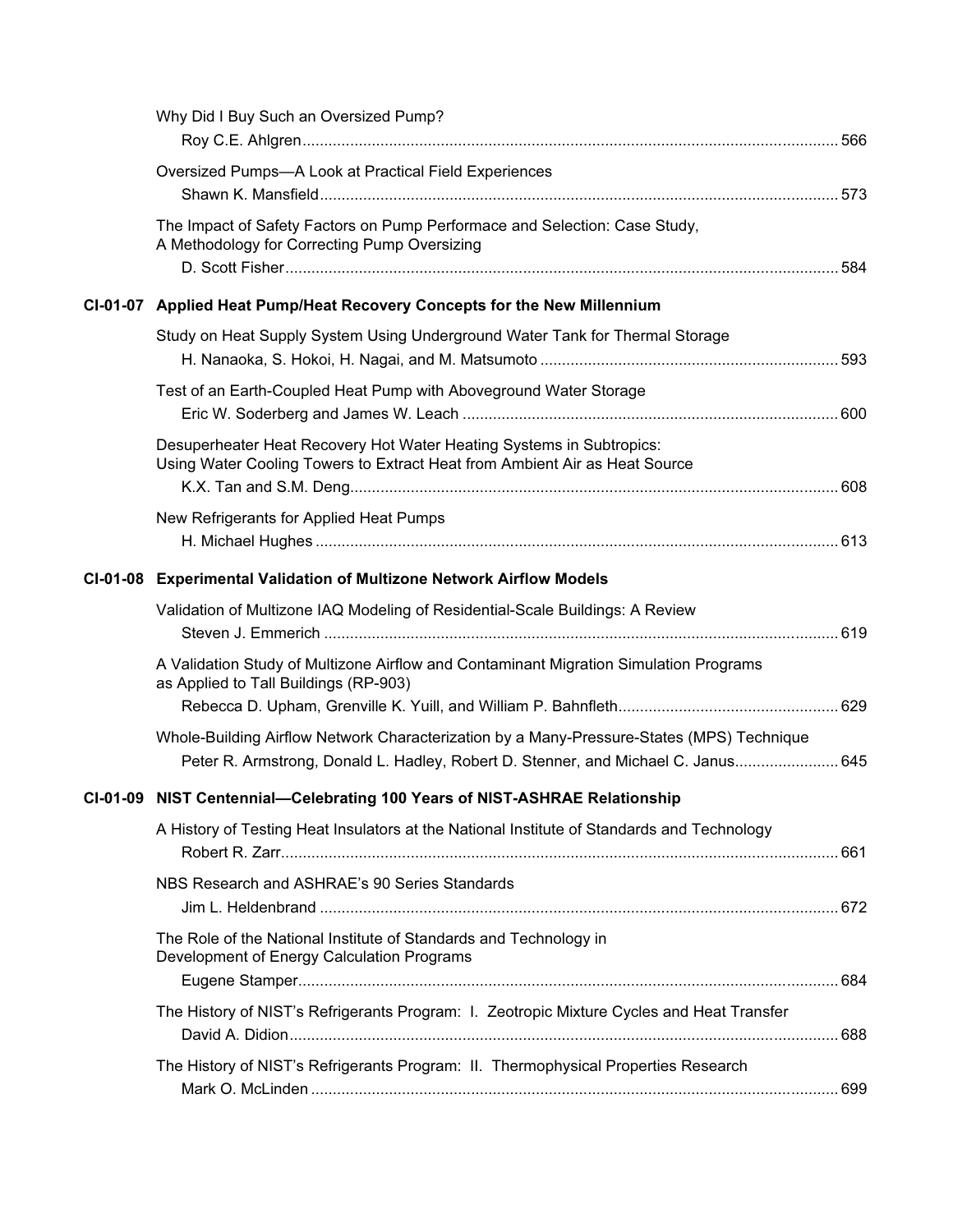Why Did I Buy Such an Oversized Pump?
Roy C.E. Ahlgren ........................................................................................................ 566

Oversized Pumps—A Look at Practical Field Experiences
Shawn K. Mansfield ..................................................................................................... 573

The Impact of Safety Factors on Pump Performace and Selection: Case Study, A Methodology for Correcting Pump Oversizing
D. Scott Fisher ............................................................................................................. 584

**CI-01-07 Applied Heat Pump/Heat Recovery Concepts for the New Millennium**

Study on Heat Supply System Using Underground Water Tank for Thermal Storage
H. Nanaoka, S. Hokoi, H. Nagai, and M. Matsumoto .................................................................... 593

Test of an Earth-Coupled Heat Pump with Aboveground Water Storage
Eric W. Soderberg and James W. Leach ..................................................................................... 600

Desuperheater Heat Recovery Hot Water Heating Systems in Subtropics: Using Water Cooling Towers to Extract Heat from Ambient Air as Heat Source
K.X. Tan and S.M. Deng ............................................................................................................ 608

New Refrigerants for Applied Heat Pumps
H. Michael Hughes ..................................................................................................................... 613

**CI-01-08 Experimental Validation of Multizone Network Airflow Models**

Validation of Multizone IAQ Modeling of Residential-Scale Buildings: A Review
Steven J. Emmerich .................................................................................................................... 619

A Validation Study of Multizone Airflow and Contaminant Migration Simulation Programs as Applied to Tall Buildings (RP-903)
Rebecca D. Upham, Grenville K. Yuill, and William P. Bahnfleth ................................................. 629

Whole-Building Airflow Network Characterization by a Many-Pressure-States (MPS) Technique
Peter R. Armstrong, Donald L. Hadley, Robert D. Stenner, and Michael C. Janus ....................... 645

**CI-01-09 NIST Centennial—Celebrating 100 Years of NIST-ASHRAE Relationship**

A History of Testing Heat Insulators at the National Institute of Standards and Technology
Robert R. Zarr .............................................................................................................................. 661

NBS Research and ASHRAE's 90 Series Standards
Jim L. Heldenbrand ..................................................................................................................... 672

The Role of the National Institute of Standards and Technology in Development of Energy Calculation Programs
Eugene Stamper ........................................................................................................................... 684

The History of NIST's Refrigerants Program: I. Zeotropic Mixture Cycles and Heat Transfer
David A. Didion ............................................................................................................................ 688

The History of NIST's Refrigerants Program: II. Thermophysical Properties Research
Mark O. McLinden ....................................................................................................................... 699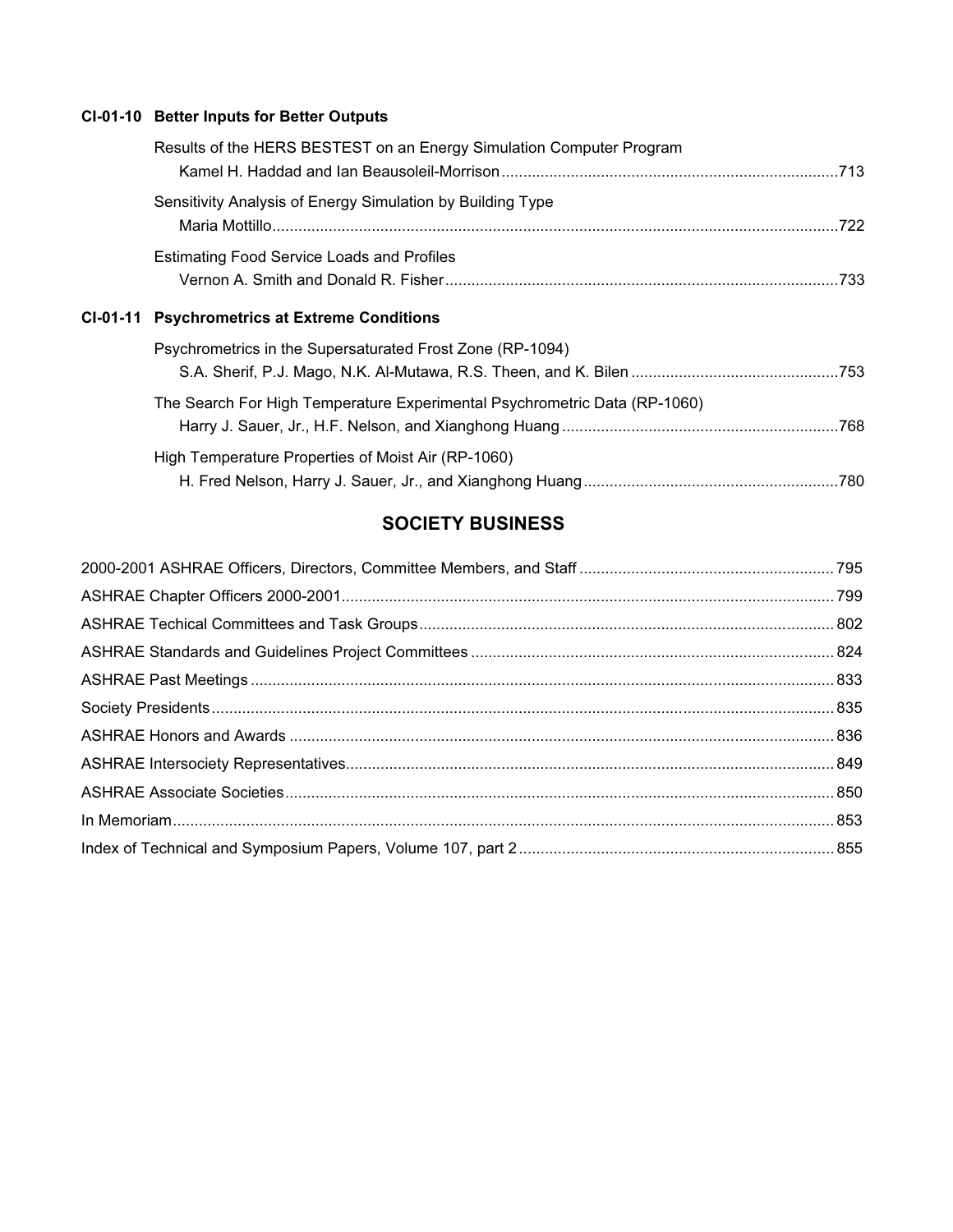**CI-01-10 Better Inputs for Better Outputs**

Results of the HERS BESTEST on an Energy Simulation Computer Program
Kamel H. Haddad and Ian Beausoleil-Morrison ....713

Sensitivity Analysis of Energy Simulation by Building Type
Maria Mottillo ....722

Estimating Food Service Loads and Profiles
Vernon A. Smith and Donald R. Fisher ....733

**CI-01-11 Psychrometrics at Extreme Conditions**

Psychrometrics in the Supersaturated Frost Zone (RP-1094)
S.A. Sherif, P.J. Mago, N.K. Al-Mutawa, R.S. Theen, and K. Bilen ....753

The Search For High Temperature Experimental Psychrometric Data (RP-1060)
Harry J. Sauer, Jr., H.F. Nelson, and Xianghong Huang ....768

High Temperature Properties of Moist Air (RP-1060)
H. Fred Nelson, Harry J. Sauer, Jr., and Xianghong Huang ....780

## SOCIETY BUSINESS

2000-2001 ASHRAE Officers, Directors, Committee Members, and Staff ....795

ASHRAE Chapter Officers 2000-2001 ....799

ASHRAE Techical Committees and Task Groups ....802

ASHRAE Standards and Guidelines Project Committees ....824

ASHRAE Past Meetings ....833

Society Presidents ....835

ASHRAE Honors and Awards ....836

ASHRAE Intersociety Representatives ....849

ASHRAE Associate Societies ....850

In Memoriam ....853

Index of Technical and Symposium Papers, Volume 107, part 2 ....855